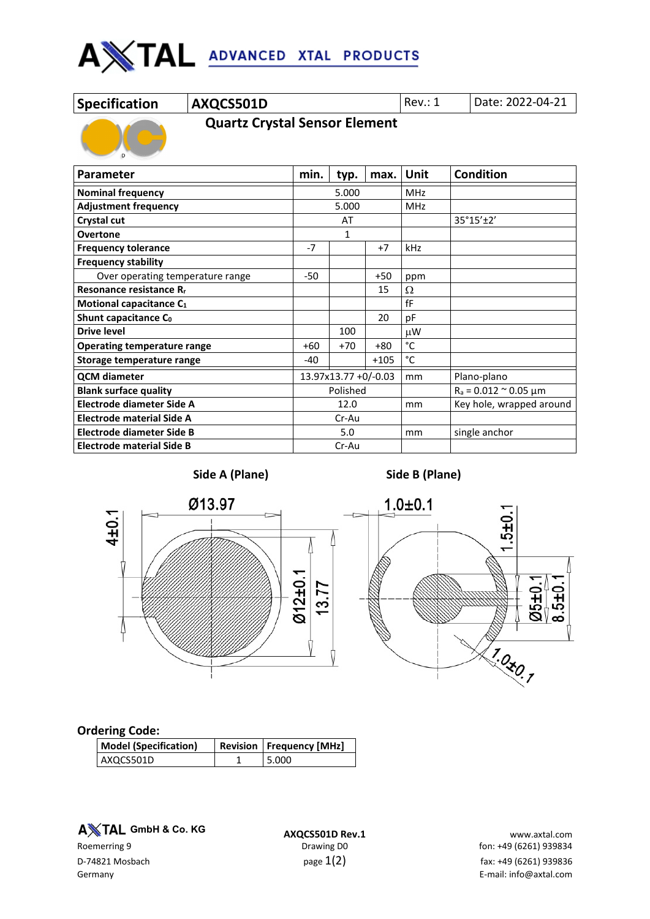# AXTAL ADVANCED XTAL PRODUCTS

| Specification | AXQCS501D | Rev.: 1 | Date: 2022-04-21 |
|---|---|---|---|

## Quartz Crystal Sensor Element

| Parameter | min. | typ. | max. | Unit | Condition |
|---|---|---|---|---|---|
| **Nominal frequency** | | 5.000 | | MHz | |
| **Adjustment frequency** | | 5.000 | | MHz | |
| **Crystal cut** | | AT | | | 35°15'±2' |
| **Overtone** | | 1 | | | |
| **Frequency tolerance** | -7 | | +7 | kHz | |
| **Frequency stability** | | | | | |
| Over operating temperature range | -50 | | +50 | ppm | |
| **Resonance resistance $R_r$** | | | 15 | Ω | |
| **Motional capacitance $C_1$** | | | | fF | |
| **Shunt capacitance $C_0$** | | | 20 | pF | |
| **Drive level** | | 100 | | µW | |
| **Operating temperature range** | +60 | +70 | +80 | °C | |
| **Storage temperature range** | -40 | | +105 | °C | |
| **QCM diameter** | | 13.97x13.77 +0/-0.03 | | mm | Plano-plano |
| **Blank surface quality** | | Polished | | | $R_a$ = 0.012 ~ 0.05 µm |
| **Electrode diameter Side A** | | 12.0 | | mm | Key hole, wrapped around |
| **Electrode material Side A** | | Cr-Au | | | |
| **Electrode diameter Side B** | | 5.0 | | mm | single anchor |
| **Electrode material Side B** | | Cr-Au | | | |

**Side A (Plane)** — Ø13.97, 4±0.1, Ø12±0.1, 13.77

**Side B (Plane)** — 1.0±0.1, 1.5±0.1, Ø5±0.1, 8.5±0.1, 1.0±0.1

## Ordering Code:

| Model (Specification) | Revision | Frequency [MHz] |
|---|---|---|
| AXQCS501D | 1 | 5.000 |

AXTAL GmbH & Co. KG
Roemerring 9
D-74821 Mosbach
Germany

AXQCS501D Rev.1
Drawing D0

www.axtal.com
fon: +49 (6261) 939834
fax: +49 (6261) 939836
E-mail: info@axtal.com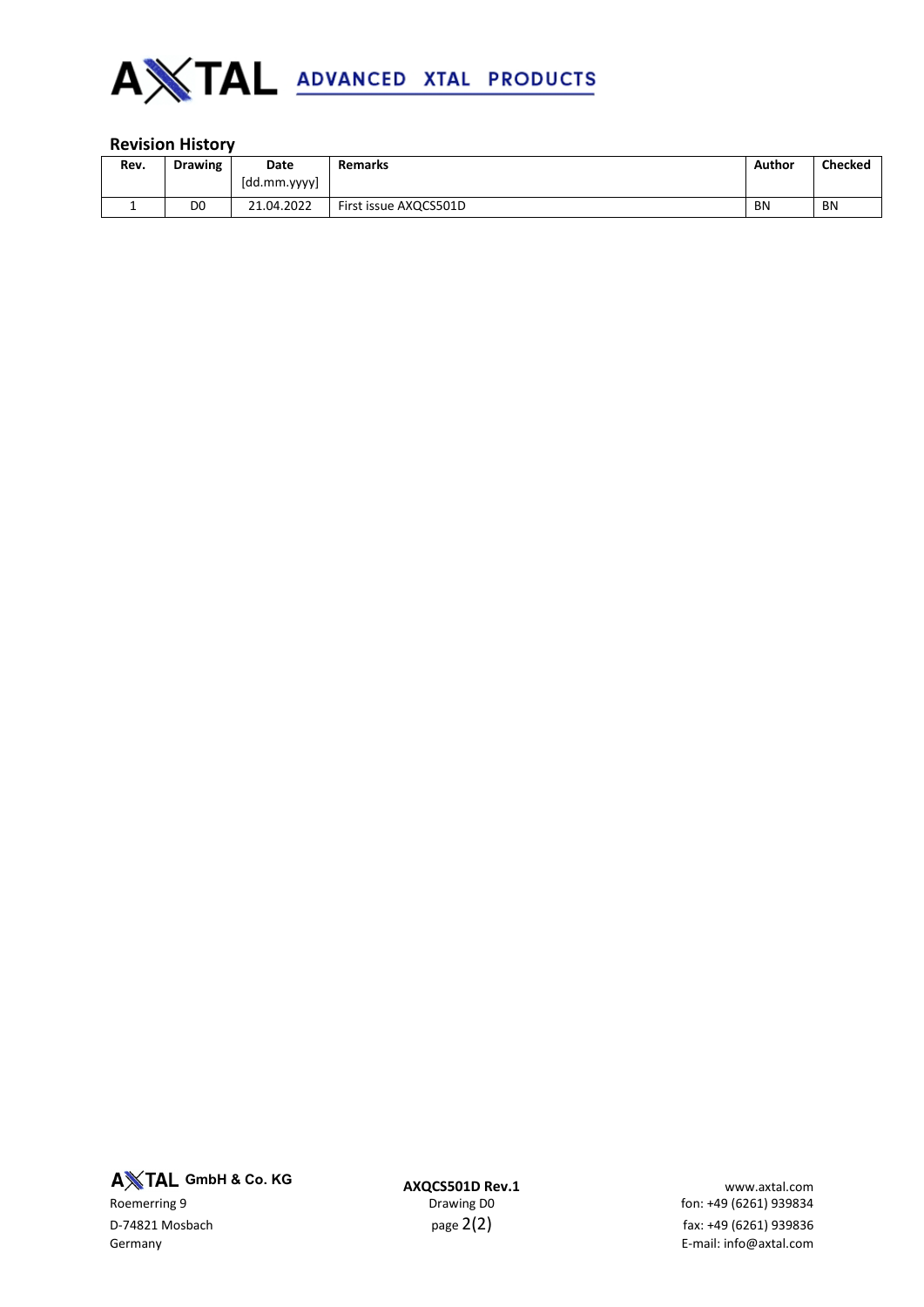## Revision History

| Rev. | Drawing | Date [dd.mm.yyyy] | Remarks | Author | Checked |
|---|---|---|---|---|---|
| 1 | D0 | 21.04.2022 | First issue AXQCS501D | BN | BN |